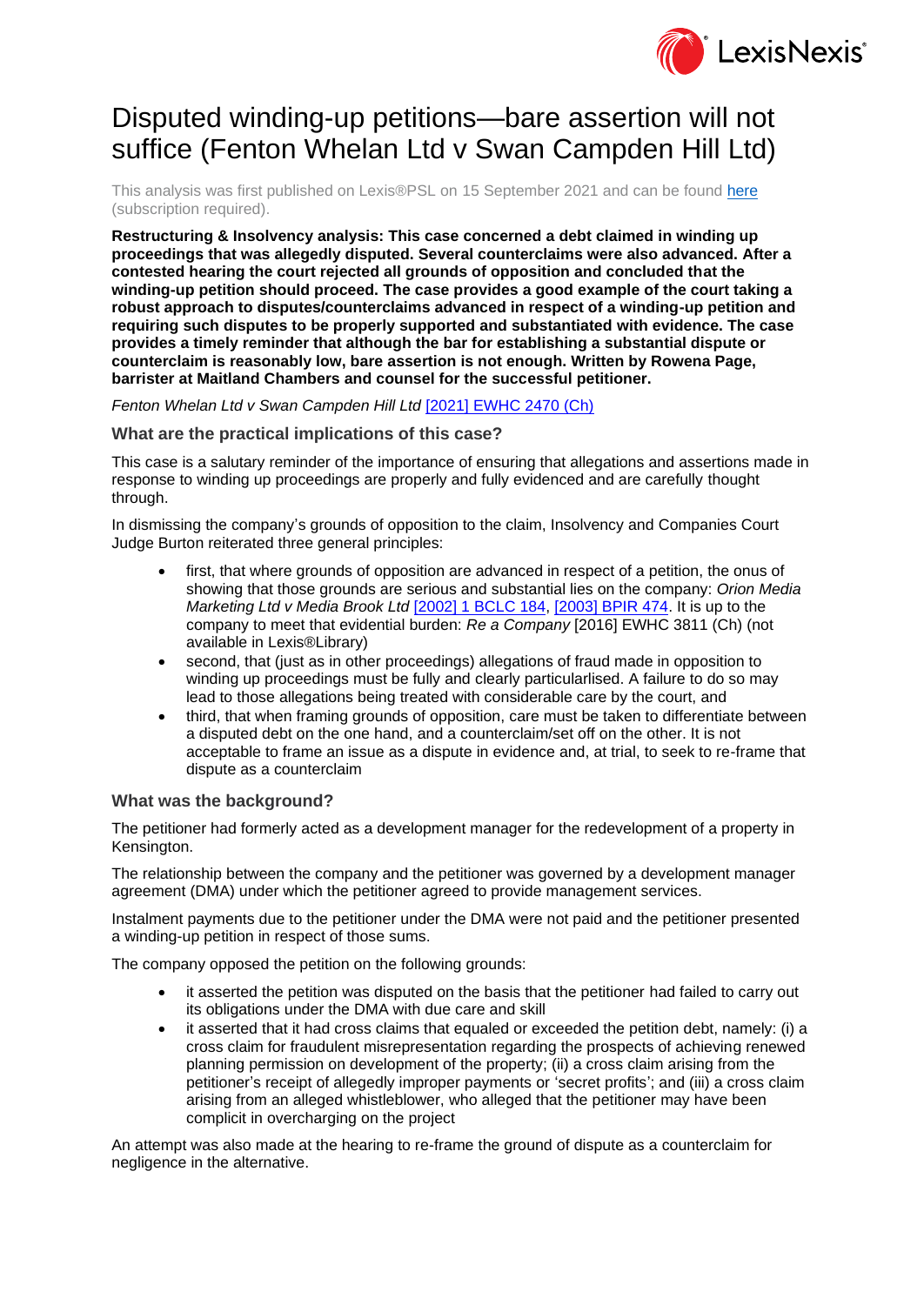# Disputed winding-up petitions—bare assertion will not suffice (Fenton Whelan Ltd v Swan Campden Hill Ltd)

This analysis was first published on Lexis®PSL on 15 September 2021 and can be found [here](#) (subscription required).

**Restructuring & Insolvency analysis: This case concerned a debt claimed in winding up proceedings that was allegedly disputed. Several counterclaims were also advanced. After a contested hearing the court rejected all grounds of opposition and concluded that the winding-up petition should proceed. The case provides a good example of the court taking a robust approach to disputes/counterclaims advanced in respect of a winding-up petition and requiring such disputes to be properly supported and substantiated with evidence. The case provides a timely reminder that although the bar for establishing a substantial dispute or counterclaim is reasonably low, bare assertion is not enough. Written by Rowena Page, barrister at Maitland Chambers and counsel for the successful petitioner.**

*Fenton Whelan Ltd v Swan Campden Hill Ltd* [[2021] EWHC 2470 (Ch)](#)

### What are the practical implications of this case?

This case is a salutary reminder of the importance of ensuring that allegations and assertions made in response to winding up proceedings are properly and fully evidenced and are carefully thought through.

In dismissing the company's grounds of opposition to the claim, Insolvency and Companies Court Judge Burton reiterated three general principles:

- first, that where grounds of opposition are advanced in respect of a petition, the onus of showing that those grounds are serious and substantial lies on the company: *Orion Media Marketing Ltd v Media Brook Ltd* [[2002] 1 BCLC 184](#), [[2003] BPIR 474](#). It is up to the company to meet that evidential burden: *Re a Company* [2016] EWHC 3811 (Ch) (not available in Lexis®Library)
- second, that (just as in other proceedings) allegations of fraud made in opposition to winding up proceedings must be fully and clearly particularised. A failure to do so may lead to those allegations being treated with considerable care by the court, and
- third, that when framing grounds of opposition, care must be taken to differentiate between a disputed debt on the one hand, and a counterclaim/set off on the other. It is not acceptable to frame an issue as a dispute in evidence and, at trial, to seek to re-frame that dispute as a counterclaim

### What was the background?

The petitioner had formerly acted as a development manager for the redevelopment of a property in Kensington.

The relationship between the company and the petitioner was governed by a development manager agreement (DMA) under which the petitioner agreed to provide management services.

Instalment payments due to the petitioner under the DMA were not paid and the petitioner presented a winding-up petition in respect of those sums.

The company opposed the petition on the following grounds:

- it asserted the petition was disputed on the basis that the petitioner had failed to carry out its obligations under the DMA with due care and skill
- it asserted that it had cross claims that equaled or exceeded the petition debt, namely: (i) a cross claim for fraudulent misrepresentation regarding the prospects of achieving renewed planning permission on development of the property; (ii) a cross claim arising from the petitioner's receipt of allegedly improper payments or 'secret profits'; and (iii) a cross claim arising from an alleged whistleblower, who alleged that the petitioner may have been complicit in overcharging on the project

An attempt was also made at the hearing to re-frame the ground of dispute as a counterclaim for negligence in the alternative.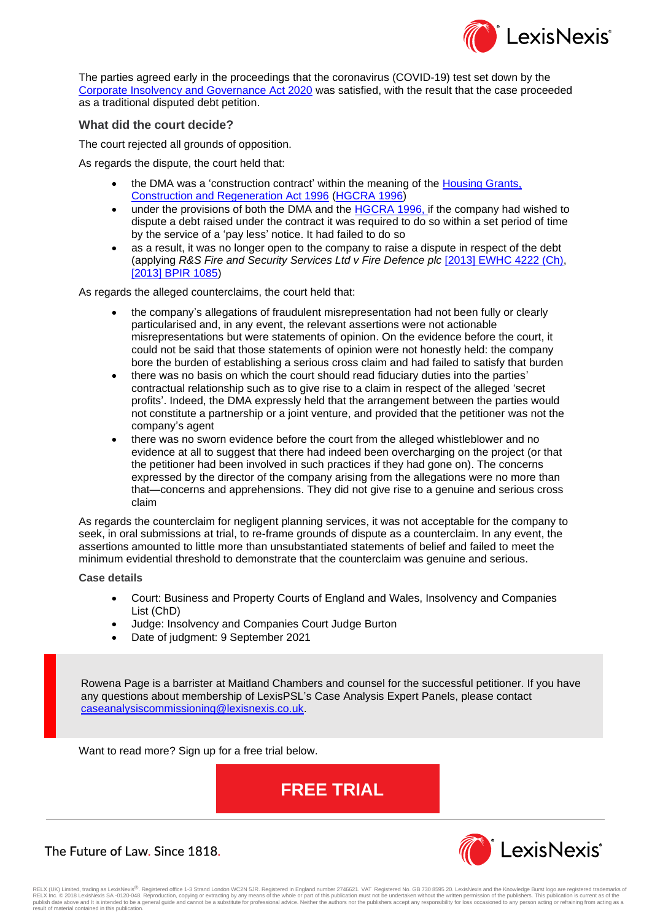The parties agreed early in the proceedings that the coronavirus (COVID-19) test set down by the Corporate Insolvency and Governance Act 2020 was satisfied, with the result that the case proceeded as a traditional disputed debt petition.

### What did the court decide?

The court rejected all grounds of opposition.

As regards the dispute, the court held that:

- the DMA was a 'construction contract' within the meaning of the Housing Grants, Construction and Regeneration Act 1996 (HGCRA 1996)
- under the provisions of both the DMA and the HGCRA 1996, if the company had wished to dispute a debt raised under the contract it was required to do so within a set period of time by the service of a 'pay less' notice. It had failed to do so
- as a result, it was no longer open to the company to raise a dispute in respect of the debt (applying *R&S Fire and Security Services Ltd v Fire Defence plc* [2013] EWHC 4222 (Ch), [2013] BPIR 1085)

As regards the alleged counterclaims, the court held that:

- the company's allegations of fraudulent misrepresentation had not been fully or clearly particularised and, in any event, the relevant assertions were not actionable misrepresentations but were statements of opinion. On the evidence before the court, it could not be said that those statements of opinion were not honestly held: the company bore the burden of establishing a serious cross claim and had failed to satisfy that burden
- there was no basis on which the court should read fiduciary duties into the parties' contractual relationship such as to give rise to a claim in respect of the alleged 'secret profits'. Indeed, the DMA expressly held that the arrangement between the parties would not constitute a partnership or a joint venture, and provided that the petitioner was not the company's agent
- there was no sworn evidence before the court from the alleged whistleblower and no evidence at all to suggest that there had indeed been overcharging on the project (or that the petitioner had been involved in such practices if they had gone on). The concerns expressed by the director of the company arising from the allegations were no more than that—concerns and apprehensions. They did not give rise to a genuine and serious cross claim

As regards the counterclaim for negligent planning services, it was not acceptable for the company to seek, in oral submissions at trial, to re-frame grounds of dispute as a counterclaim. In any event, the assertions amounted to little more than unsubstantiated statements of belief and failed to meet the minimum evidential threshold to demonstrate that the counterclaim was genuine and serious.

#### Case details

- Court: Business and Property Courts of England and Wales, Insolvency and Companies List (ChD)
- Judge: Insolvency and Companies Court Judge Burton
- Date of judgment: 9 September 2021

Rowena Page is a barrister at Maitland Chambers and counsel for the successful petitioner. If you have any questions about membership of LexisPSL's Case Analysis Expert Panels, please contact caseanalysiscommissioning@lexisnexis.co.uk.

Want to read more? Sign up for a free trial below.

**FREE TRIAL**

The Future of Law. Since 1818.

RELX (UK) Limited, trading as LexisNexis®. Registered office 1-3 Strand London WC2N 5JR. Registered in England number 2746621. VAT Registered No. GB 730 8595 20. LexisNexis and the Knowledge Burst logo are registered trademarks of RELX Inc. © 2018 LexisNexis SA -0120-048. Reproduction, copying or extracting by any means of the whole or part of this publication must not be undertaken without the written permission of the publishers. This publication is current as of the publish date above and it is intended to be a general guide and cannot be a substitute for professional advice. Neither the authors nor the publishers accept any responsibility for loss occasioned to any person acting or refraining from acting as a result of material contained in this publication.